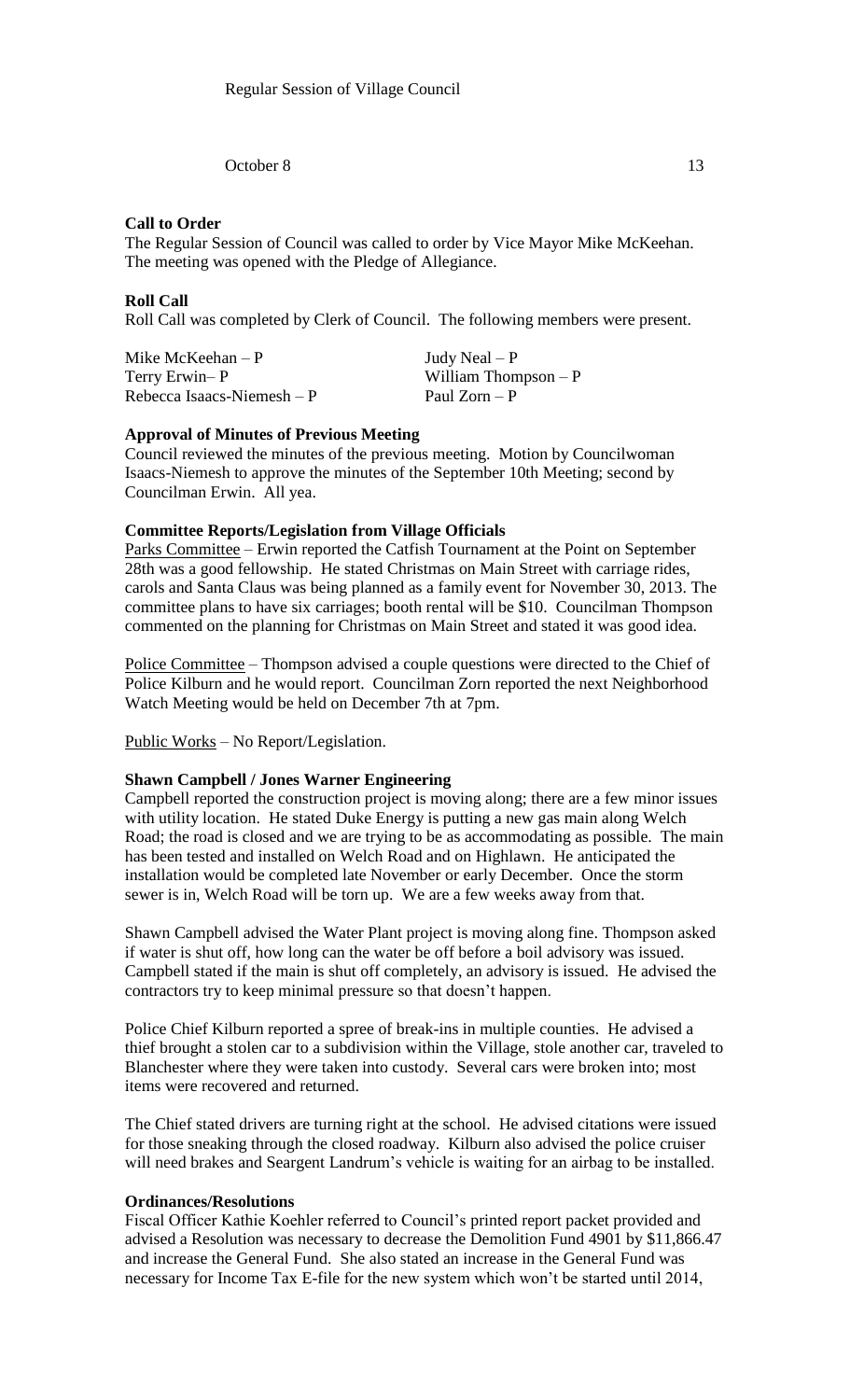Regular Session of Village Council

October 8 13

**Call to Order**

The Regular Session of Council was called to order by Vice Mayor Mike McKeehan. The meeting was opened with the Pledge of Allegiance.

**Roll Call**

Roll Call was completed by Clerk of Council. The following members were present.

| | |
|---|---|
| Mike McKeehan – P | Judy Neal – P |
| Terry Erwin– P | William Thompson – P |
| Rebecca Isaacs-Niemesh – P | Paul Zorn – P |

**Approval of Minutes of Previous Meeting**

Council reviewed the minutes of the previous meeting. Motion by Councilwoman Isaacs-Niemesh to approve the minutes of the September 10th Meeting; second by Councilman Erwin. All yea.

**Committee Reports/Legislation from Village Officials**

Parks Committee – Erwin reported the Catfish Tournament at the Point on September 28th was a good fellowship. He stated Christmas on Main Street with carriage rides, carols and Santa Claus was being planned as a family event for November 30, 2013. The committee plans to have six carriages; booth rental will be $10. Councilman Thompson commented on the planning for Christmas on Main Street and stated it was good idea.

Police Committee – Thompson advised a couple questions were directed to the Chief of Police Kilburn and he would report. Councilman Zorn reported the next Neighborhood Watch Meeting would be held on December 7th at 7pm.

Public Works – No Report/Legislation.

**Shawn Campbell / Jones Warner Engineering**

Campbell reported the construction project is moving along; there are a few minor issues with utility location. He stated Duke Energy is putting a new gas main along Welch Road; the road is closed and we are trying to be as accommodating as possible. The main has been tested and installed on Welch Road and on Highlawn. He anticipated the installation would be completed late November or early December. Once the storm sewer is in, Welch Road will be torn up. We are a few weeks away from that.

Shawn Campbell advised the Water Plant project is moving along fine. Thompson asked if water is shut off, how long can the water be off before a boil advisory was issued. Campbell stated if the main is shut off completely, an advisory is issued. He advised the contractors try to keep minimal pressure so that doesn't happen.

Police Chief Kilburn reported a spree of break-ins in multiple counties. He advised a thief brought a stolen car to a subdivision within the Village, stole another car, traveled to Blanchester where they were taken into custody. Several cars were broken into; most items were recovered and returned.

The Chief stated drivers are turning right at the school. He advised citations were issued for those sneaking through the closed roadway. Kilburn also advised the police cruiser will need brakes and Seargent Landrum's vehicle is waiting for an airbag to be installed.

**Ordinances/Resolutions**

Fiscal Officer Kathie Koehler referred to Council's printed report packet provided and advised a Resolution was necessary to decrease the Demolition Fund 4901 by $11,866.47 and increase the General Fund. She also stated an increase in the General Fund was necessary for Income Tax E-file for the new system which won't be started until 2014,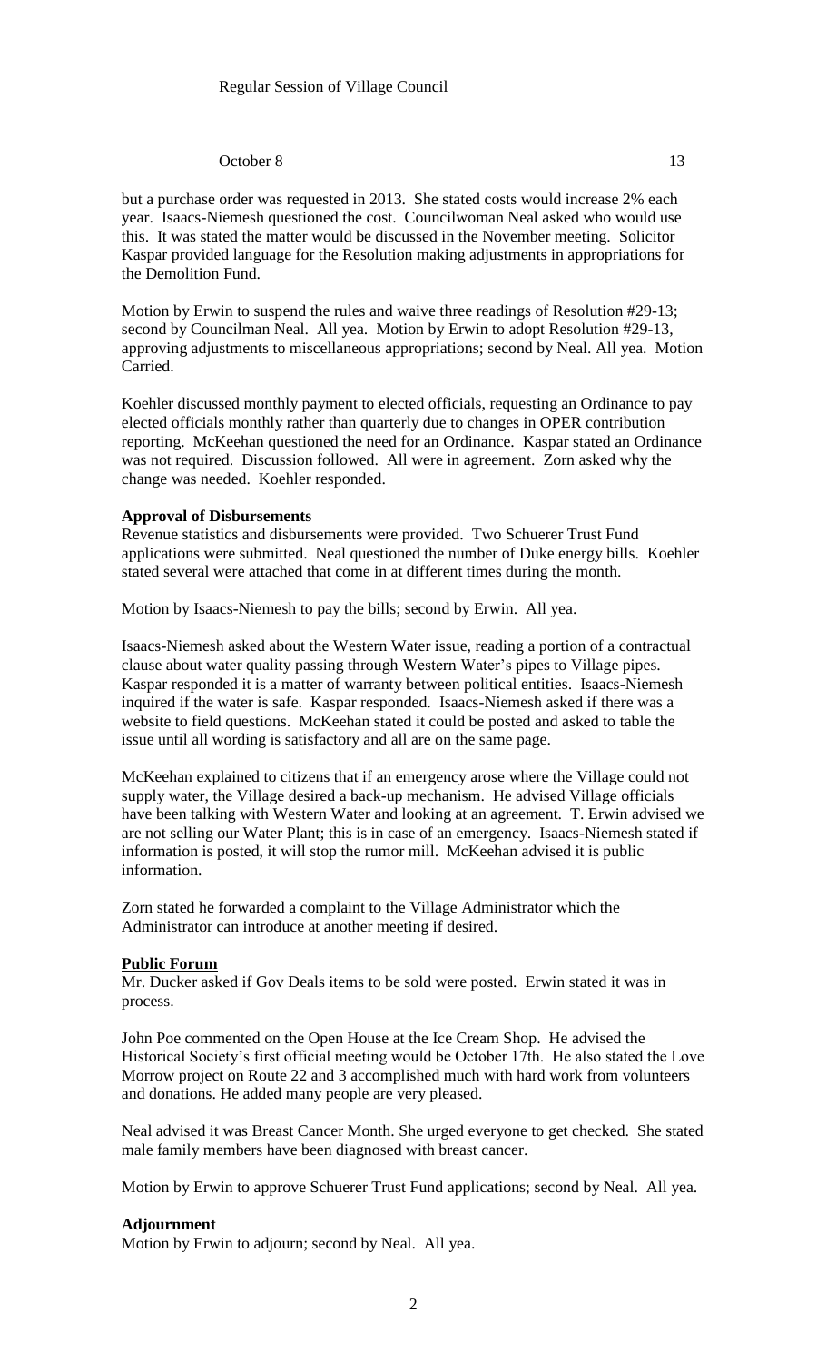but a purchase order was requested in 2013. She stated costs would increase 2% each year. Isaacs-Niemesh questioned the cost. Councilwoman Neal asked who would use this. It was stated the matter would be discussed in the November meeting. Solicitor Kaspar provided language for the Resolution making adjustments in appropriations for the Demolition Fund.

Motion by Erwin to suspend the rules and waive three readings of Resolution #29-13; second by Councilman Neal. All yea. Motion by Erwin to adopt Resolution #29-13, approving adjustments to miscellaneous appropriations; second by Neal. All yea. Motion Carried.

Koehler discussed monthly payment to elected officials, requesting an Ordinance to pay elected officials monthly rather than quarterly due to changes in OPER contribution reporting. McKeehan questioned the need for an Ordinance. Kaspar stated an Ordinance was not required. Discussion followed. All were in agreement. Zorn asked why the change was needed. Koehler responded.

**Approval of Disbursements**

Revenue statistics and disbursements were provided. Two Schuerer Trust Fund applications were submitted. Neal questioned the number of Duke energy bills. Koehler stated several were attached that come in at different times during the month.

Motion by Isaacs-Niemesh to pay the bills; second by Erwin. All yea.

Isaacs-Niemesh asked about the Western Water issue, reading a portion of a contractual clause about water quality passing through Western Water's pipes to Village pipes. Kaspar responded it is a matter of warranty between political entities. Isaacs-Niemesh inquired if the water is safe. Kaspar responded. Isaacs-Niemesh asked if there was a website to field questions. McKeehan stated it could be posted and asked to table the issue until all wording is satisfactory and all are on the same page.

McKeehan explained to citizens that if an emergency arose where the Village could not supply water, the Village desired a back-up mechanism. He advised Village officials have been talking with Western Water and looking at an agreement. T. Erwin advised we are not selling our Water Plant; this is in case of an emergency. Isaacs-Niemesh stated if information is posted, it will stop the rumor mill. McKeehan advised it is public information.

Zorn stated he forwarded a complaint to the Village Administrator which the Administrator can introduce at another meeting if desired.

**Public Forum**

Mr. Ducker asked if Gov Deals items to be sold were posted. Erwin stated it was in process.

John Poe commented on the Open House at the Ice Cream Shop. He advised the Historical Society's first official meeting would be October 17th. He also stated the Love Morrow project on Route 22 and 3 accomplished much with hard work from volunteers and donations. He added many people are very pleased.

Neal advised it was Breast Cancer Month. She urged everyone to get checked. She stated male family members have been diagnosed with breast cancer.

Motion by Erwin to approve Schuerer Trust Fund applications; second by Neal. All yea.

**Adjournment**

Motion by Erwin to adjourn; second by Neal. All yea.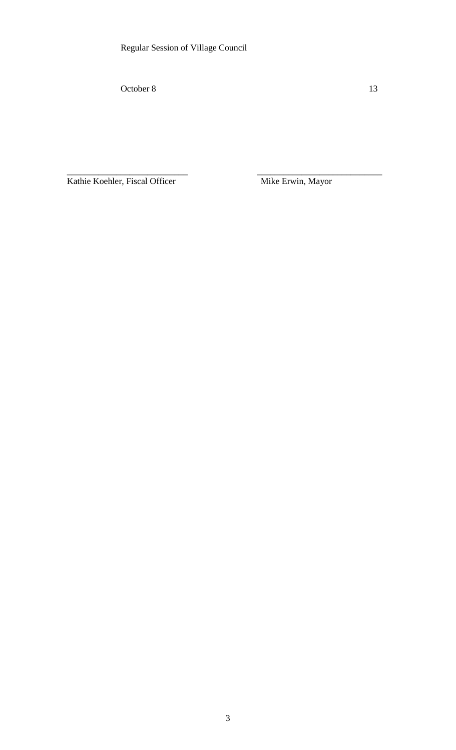Regular Session of Village Council

October 8 13

_________________________ _________________________

Kathie Koehler, Fiscal Officer Mike Erwin, Mayor